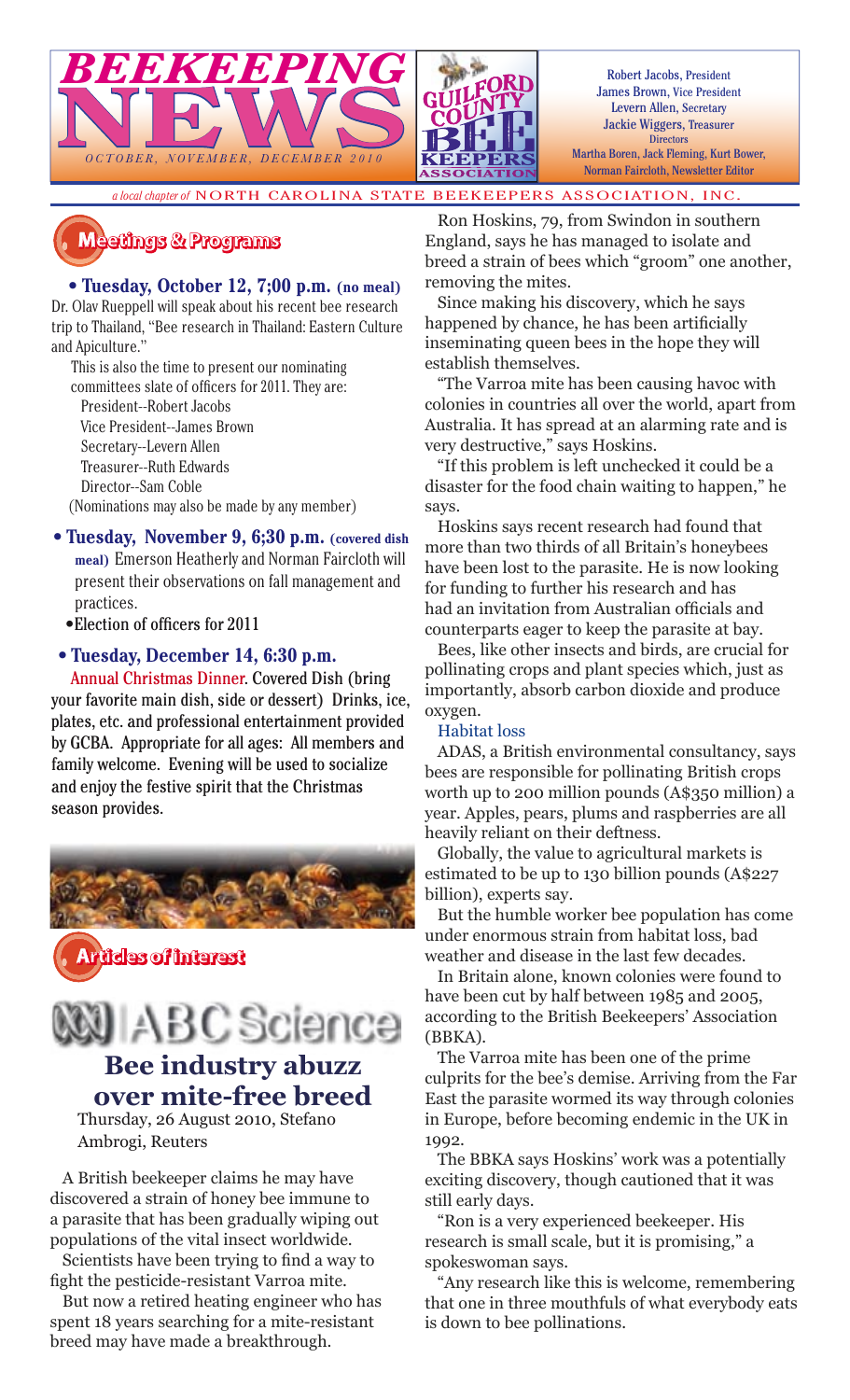# BEEKEEPING NEWS

*OCTOBER, NOVEMBER, DECEMBER 2010*

**GUILFORD COUNTY BEE KEEPERS ASSOCIATION**

Robert Jacobs, President
James Brown, Vice President
Levern Allen, Secretary
Jackie Wiggers, Treasurer
Directors
Martha Boren, Jack Fleming, Kurt Bower,
Norman Faircloth, Newsletter Editor

*a local chapter of* NORTH CAROLINA STATE BEEKEEPERS ASSOCIATION, INC.

## Meetings & Programs

**• Tuesday, October 12, 7;00 p.m. (no meal)**
Dr. Olav Rueppell will speak about his recent bee research trip to Thailand, "Bee research in Thailand: Eastern Culture and Apiculture."

This is also the time to present our nominating committees slate of officers for 2011. They are:
President--Robert Jacobs
Vice President--James Brown
Secretary--Levern Allen
Treasurer--Ruth Edwards
Director--Sam Coble
(Nominations may also be made by any member)

**• Tuesday, November 9, 6;30 p.m. (covered dish meal)** Emerson Heatherly and Norman Faircloth will present their observations on fall management and practices.

•Election of officers for 2011

**• Tuesday, December 14, 6:30 p.m.**
Annual Christmas Dinner. Covered Dish (bring your favorite main dish, side or dessert) Drinks, ice, plates, etc. and professional entertainment provided by GCBA. Appropriate for all ages: All members and family welcome. Evening will be used to socialize and enjoy the festive spirit that the Christmas season provides.

## Articles of Interest

ABC Science

### Bee industry abuzz over mite-free breed

Thursday, 26 August 2010, Stefano Ambrogi, Reuters

A British beekeeper claims he may have discovered a strain of honey bee immune to a parasite that has been gradually wiping out populations of the vital insect worldwide.

Scientists have been trying to find a way to fight the pesticide-resistant Varroa mite.

But now a retired heating engineer who has spent 18 years searching for a mite-resistant breed may have made a breakthrough.

Ron Hoskins, 79, from Swindon in southern England, says he has managed to isolate and breed a strain of bees which "groom" one another, removing the mites.

Since making his discovery, which he says happened by chance, he has been artificially inseminating queen bees in the hope they will establish themselves.

"The Varroa mite has been causing havoc with colonies in countries all over the world, apart from Australia. It has spread at an alarming rate and is very destructive," says Hoskins.

"If this problem is left unchecked it could be a disaster for the food chain waiting to happen," he says.

Hoskins says recent research had found that more than two thirds of all Britain's honeybees have been lost to the parasite. He is now looking for funding to further his research and has had an invitation from Australian officials and counterparts eager to keep the parasite at bay.

Bees, like other insects and birds, are crucial for pollinating crops and plant species which, just as importantly, absorb carbon dioxide and produce oxygen.

#### Habitat loss

ADAS, a British environmental consultancy, says bees are responsible for pollinating British crops worth up to 200 million pounds (A$350 million) a year. Apples, pears, plums and raspberries are all heavily reliant on their deftness.

Globally, the value to agricultural markets is estimated to be up to 130 billion pounds (A$227 billion), experts say.

But the humble worker bee population has come under enormous strain from habitat loss, bad weather and disease in the last few decades.

In Britain alone, known colonies were found to have been cut by half between 1985 and 2005, according to the British Beekeepers' Association (BBKA).

The Varroa mite has been one of the prime culprits for the bee's demise. Arriving from the Far East the parasite wormed its way through colonies in Europe, before becoming endemic in the UK in 1992.

The BBKA says Hoskins' work was a potentially exciting discovery, though cautioned that it was still early days.

"Ron is a very experienced beekeeper. His research is small scale, but it is promising," a spokeswoman says.

"Any research like this is welcome, remembering that one in three mouthfuls of what everybody eats is down to bee pollinations.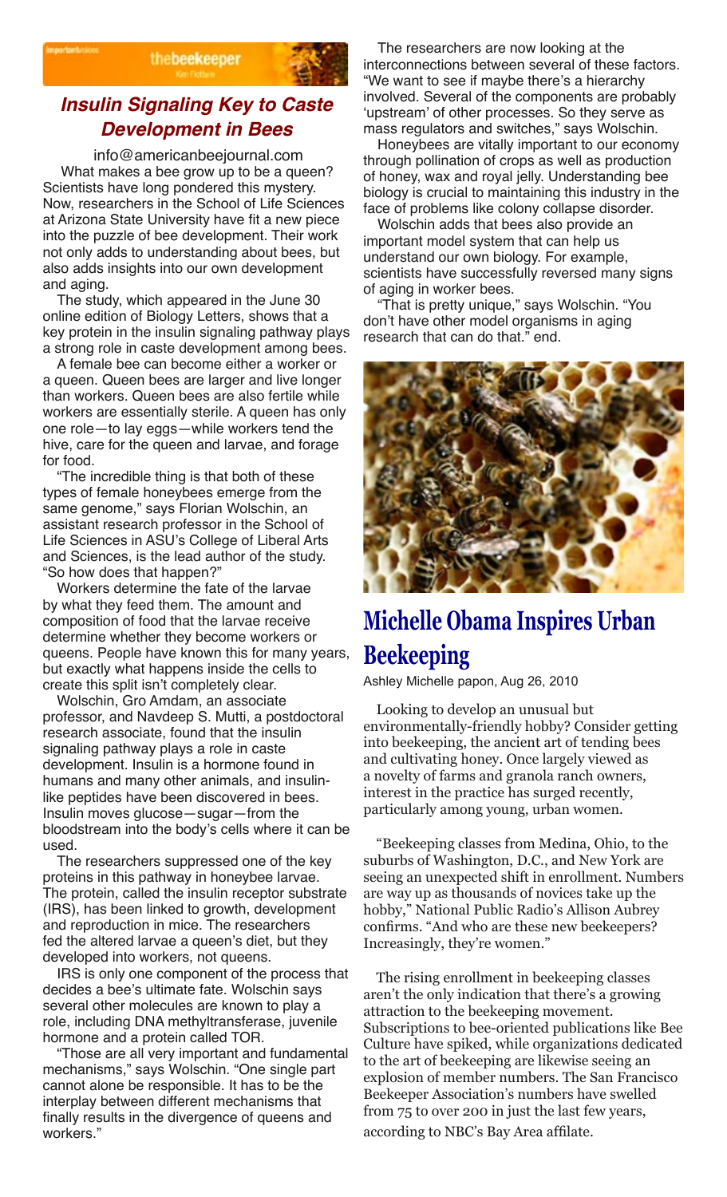## Insulin Signaling Key to Caste Development in Bees

info@americanbeejournal.com

What makes a bee grow up to be a queen? Scientists have long pondered this mystery. Now, researchers in the School of Life Sciences at Arizona State University have fit a new piece into the puzzle of bee development. Their work not only adds to understanding about bees, but also adds insights into our own development and aging.

The study, which appeared in the June 30 online edition of Biology Letters, shows that a key protein in the insulin signaling pathway plays a strong role in caste development among bees.

A female bee can become either a worker or a queen. Queen bees are larger and live longer than workers. Queen bees are also fertile while workers are essentially sterile. A queen has only one role—to lay eggs—while workers tend the hive, care for the queen and larvae, and forage for food.

"The incredible thing is that both of these types of female honeybees emerge from the same genome," says Florian Wolschin, an assistant research professor in the School of Life Sciences in ASU's College of Liberal Arts and Sciences, is the lead author of the study. "So how does that happen?"

Workers determine the fate of the larvae by what they feed them. The amount and composition of food that the larvae receive determine whether they become workers or queens. People have known this for many years, but exactly what happens inside the cells to create this split isn't completely clear.

Wolschin, Gro Amdam, an associate professor, and Navdeep S. Mutti, a postdoctoral research associate, found that the insulin signaling pathway plays a role in caste development. Insulin is a hormone found in humans and many other animals, and insulin-like peptides have been discovered in bees. Insulin moves glucose—sugar—from the bloodstream into the body's cells where it can be used.

The researchers suppressed one of the key proteins in this pathway in honeybee larvae. The protein, called the insulin receptor substrate (IRS), has been linked to growth, development and reproduction in mice. The researchers fed the altered larvae a queen's diet, but they developed into workers, not queens.

IRS is only one component of the process that decides a bee's ultimate fate. Wolschin says several other molecules are known to play a role, including DNA methyltransferase, juvenile hormone and a protein called TOR.

"Those are all very important and fundamental mechanisms," says Wolschin. "One single part cannot alone be responsible. It has to be the interplay between different mechanisms that finally results in the divergence of queens and workers."

The researchers are now looking at the interconnections between several of these factors. "We want to see if maybe there's a hierarchy involved. Several of the components are probably 'upstream' of other processes. So they serve as mass regulators and switches," says Wolschin.

Honeybees are vitally important to our economy through pollination of crops as well as production of honey, wax and royal jelly. Understanding bee biology is crucial to maintaining this industry in the face of problems like colony collapse disorder.

Wolschin adds that bees also provide an important model system that can help us understand our own biology. For example, scientists have successfully reversed many signs of aging in worker bees.

"That is pretty unique," says Wolschin. "You don't have other model organisms in aging research that can do that." end.

## Michelle Obama Inspires Urban Beekeeping

Ashley Michelle papon, Aug 26, 2010

Looking to develop an unusual but environmentally-friendly hobby? Consider getting into beekeeping, the ancient art of tending bees and cultivating honey. Once largely viewed as a novelty of farms and granola ranch owners, interest in the practice has surged recently, particularly among young, urban women.

"Beekeeping classes from Medina, Ohio, to the suburbs of Washington, D.C., and New York are seeing an unexpected shift in enrollment. Numbers are way up as thousands of novices take up the hobby," National Public Radio's Allison Aubrey confirms. "And who are these new beekeepers? Increasingly, they're women."

The rising enrollment in beekeeping classes aren't the only indication that there's a growing attraction to the beekeeping movement. Subscriptions to bee-oriented publications like Bee Culture have spiked, while organizations dedicated to the art of beekeeping are likewise seeing an explosion of member numbers. The San Francisco Beekeeper Association's numbers have swelled from 75 to over 200 in just the last few years, according to NBC's Bay Area affilate.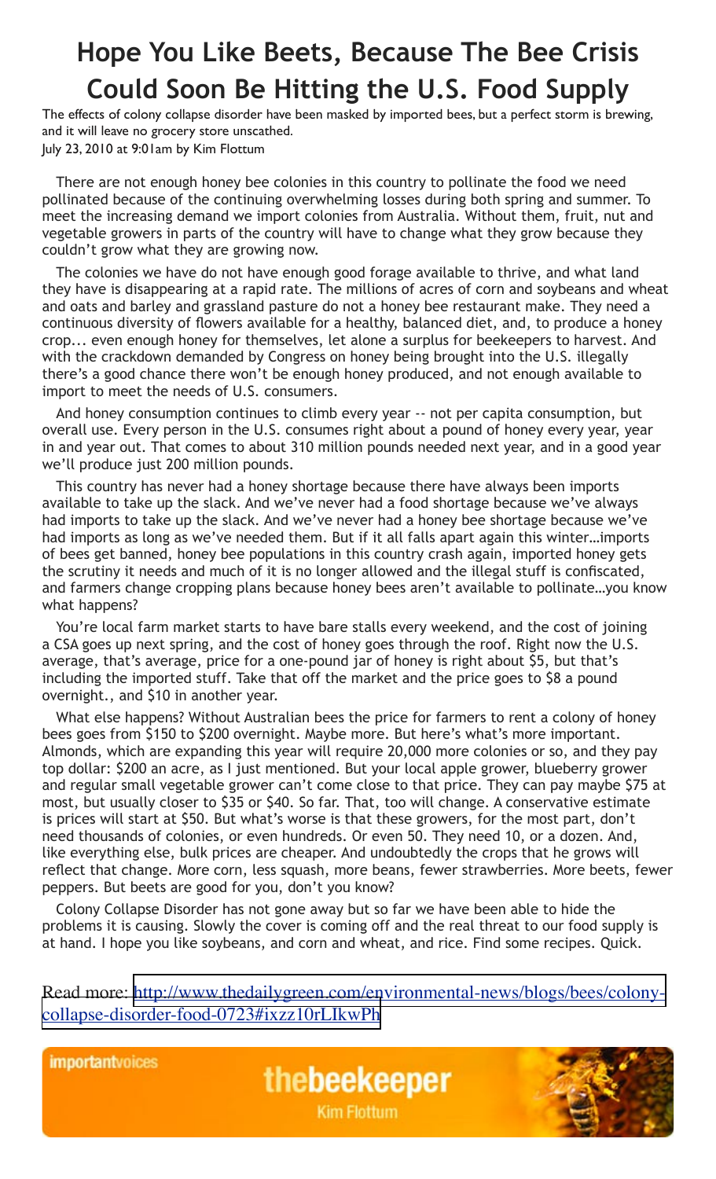# Hope You Like Beets, Because The Bee Crisis Could Soon Be Hitting the U.S. Food Supply

The effects of colony collapse disorder have been masked by imported bees, but a perfect storm is brewing, and it will leave no grocery store unscathed.

July 23, 2010 at 9:01am by Kim Flottum

There are not enough honey bee colonies in this country to pollinate the food we need pollinated because of the continuing overwhelming losses during both spring and summer. To meet the increasing demand we import colonies from Australia. Without them, fruit, nut and vegetable growers in parts of the country will have to change what they grow because they couldn't grow what they are growing now.

The colonies we have do not have enough good forage available to thrive, and what land they have is disappearing at a rapid rate. The millions of acres of corn and soybeans and wheat and oats and barley and grassland pasture do not a honey bee restaurant make. They need a continuous diversity of flowers available for a healthy, balanced diet, and, to produce a honey crop... even enough honey for themselves, let alone a surplus for beekeepers to harvest. And with the crackdown demanded by Congress on honey being brought into the U.S. illegally there's a good chance there won't be enough honey produced, and not enough available to import to meet the needs of U.S. consumers.

And honey consumption continues to climb every year -- not per capita consumption, but overall use. Every person in the U.S. consumes right about a pound of honey every year, year in and year out. That comes to about 310 million pounds needed next year, and in a good year we'll produce just 200 million pounds.

This country has never had a honey shortage because there have always been imports available to take up the slack. And we've never had a food shortage because we've always had imports to take up the slack. And we've never had a honey bee shortage because we've had imports as long as we've needed them. But if it all falls apart again this winter…imports of bees get banned, honey bee populations in this country crash again, imported honey gets the scrutiny it needs and much of it is no longer allowed and the illegal stuff is confiscated, and farmers change cropping plans because honey bees aren't available to pollinate…you know what happens?

You're local farm market starts to have bare stalls every weekend, and the cost of joining a CSA goes up next spring, and the cost of honey goes through the roof. Right now the U.S. average, that's average, price for a one-pound jar of honey is right about $5, but that's including the imported stuff. Take that off the market and the price goes to $8 a pound overnight., and $10 in another year.

What else happens? Without Australian bees the price for farmers to rent a colony of honey bees goes from $150 to $200 overnight. Maybe more. But here's what's more important. Almonds, which are expanding this year will require 20,000 more colonies or so, and they pay top dollar: $200 an acre, as I just mentioned. But your local apple grower, blueberry grower and regular small vegetable grower can't come close to that price. They can pay maybe $75 at most, but usually closer to $35 or $40. So far. That, too will change. A conservative estimate is prices will start at $50. But what's worse is that these growers, for the most part, don't need thousands of colonies, or even hundreds. Or even 50. They need 10, or a dozen. And, like everything else, bulk prices are cheaper. And undoubtedly the crops that he grows will reflect that change. More corn, less squash, more beans, fewer strawberries. More beets, fewer peppers. But beets are good for you, don't you know?

Colony Collapse Disorder has not gone away but so far we have been able to hide the problems it is causing. Slowly the cover is coming off and the real threat to our food supply is at hand. I hope you like soybeans, and corn and wheat, and rice. Find some recipes. Quick.

Read more: http://www.thedailygreen.com/environmental-news/blogs/bees/colony-collapse-disorder-food-0723#ixzz10rLIkwPh

importantvoices

thebeekeeper
Kim Flottum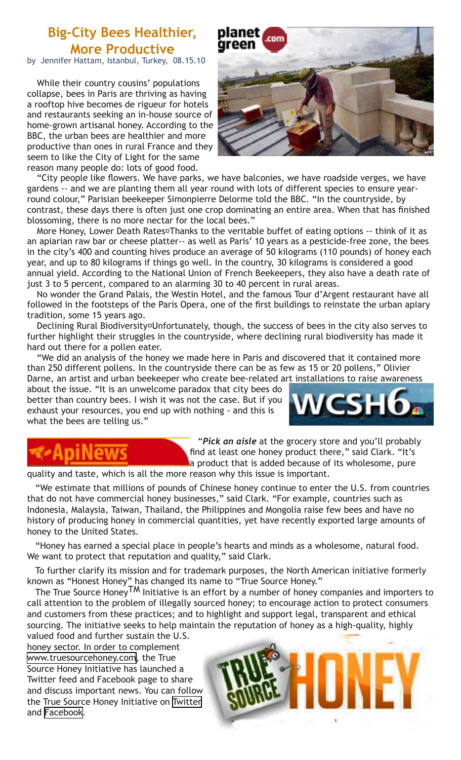## Big-City Bees Healthier, More Productive

by Jennifer Hattam, Istanbul, Turkey, 08.15.10

While their country cousins' populations collapse, bees in Paris are thriving as having a rooftop hive becomes de rigueur for hotels and restaurants seeking an in-house source of home-grown artisanal honey. According to the BBC, the urban bees are healthier and more productive than ones in rural France and they seem to like the City of Light for the same reason many people do: lots of good food.

"City people like flowers. We have parks, we have balconies, we have roadside verges, we have gardens -- and we are planting them all year round with lots of different species to ensure year-round colour," Parisian beekeeper Simonpierre Delorme told the BBC. "In the countryside, by contrast, these days there is often just one crop dominating an entire area. When that has finished blossoming, there is no more nectar for the local bees."

More Honey, Lower Death Rates¤Thanks to the veritable buffet of eating options -- think of it as an apiarian raw bar or cheese platter-- as well as Paris' 10 years as a pesticide-free zone, the bees in the city's 400 and counting hives produce an average of 50 kilograms (110 pounds) of honey each year, and up to 80 kilograms if things go well. In the country, 30 kilograms is considered a good annual yield. According to the National Union of French Beekeepers, they also have a death rate of just 3 to 5 percent, compared to an alarming 30 to 40 percent in rural areas.

No wonder the Grand Palais, the Westin Hotel, and the famous Tour d'Argent restaurant have all followed in the footsteps of the Paris Opera, one of the first buildings to reinstate the urban apiary tradition, some 15 years ago.

Declining Rural Biodiversity¤Unfortunately, though, the success of bees in the city also serves to further highlight their struggles in the countryside, where declining rural biodiversity has made it hard out there for a pollen eater.

"We did an analysis of the honey we made here in Paris and discovered that it contained more than 250 different pollens. In the countryside there can be as few as 15 or 20 pollens," Olivier Darne, an artist and urban beekeeper who create bee-related art installations to raise awareness about the issue. "It is an unwelcome paradox that city bees do better than country bees. I wish it was not the case. But if you exhaust your resources, you end up with nothing - and this is what the bees are telling us."

"***Pick an aisle*** at the grocery store and you'll probably find at least one honey product there," said Clark. "It's a product that is added because of its wholesome, pure quality and taste, which is all the more reason why this issue is important.

"We estimate that millions of pounds of Chinese honey continue to enter the U.S. from countries that do not have commercial honey businesses," said Clark. "For example, countries such as Indonesia, Malaysia, Taiwan, Thailand, the Philippines and Mongolia raise few bees and have no history of producing honey in commercial quantities, yet have recently exported large amounts of honey to the United States.

"Honey has earned a special place in people's hearts and minds as a wholesome, natural food. We want to protect that reputation and quality," said Clark.

To further clarify its mission and for trademark purposes, the North American initiative formerly known as "Honest Honey" has changed its name to "True Source Honey."

The True Source Honey™ Initiative is an effort by a number of honey companies and importers to call attention to the problem of illegally sourced honey; to encourage action to protect consumers and customers from these practices; and to highlight and support legal, transparent and ethical sourcing. The initiative seeks to help maintain the reputation of honey as a high-quality, highly valued food and further sustain the U.S. honey sector. In order to complement www.truesourcehoney.com, the True Source Honey Initiative has launched a Twitter feed and Facebook page to share and discuss important news. You can follow the True Source Honey Initiative on Twitter and Facebook.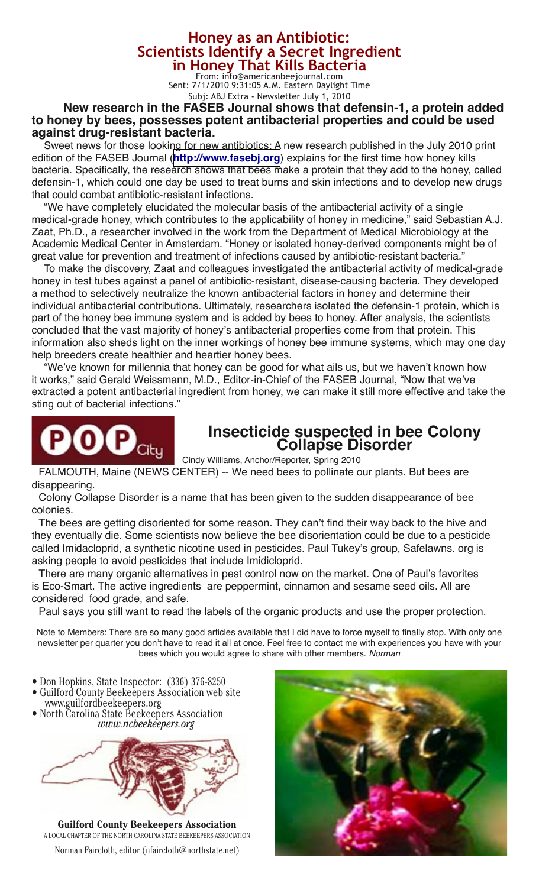# Honey as an Antibiotic: Scientists Identify a Secret Ingredient in Honey That Kills Bacteria

From: info@americanbeejournal.com
Sent: 7/1/2010 9:31:05 A.M. Eastern Daylight Time
Subj: ABJ Extra - Newsletter July 1, 2010

**New research in the FASEB Journal shows that defensin-1, a protein added to honey by bees, possesses potent antibacterial properties and could be used against drug-resistant bacteria.**

Sweet news for those looking for new antibiotics: A new research published in the July 2010 print edition of the FASEB Journal (**http://www.fasebj.org**) explains for the first time how honey kills bacteria. Specifically, the research shows that bees make a protein that they add to the honey, called defensin-1, which could one day be used to treat burns and skin infections and to develop new drugs that could combat antibiotic-resistant infections.

"We have completely elucidated the molecular basis of the antibacterial activity of a single medical-grade honey, which contributes to the applicability of honey in medicine," said Sebastian A.J. Zaat, Ph.D., a researcher involved in the work from the Department of Medical Microbiology at the Academic Medical Center in Amsterdam. "Honey or isolated honey-derived components might be of great value for prevention and treatment of infections caused by antibiotic-resistant bacteria."

To make the discovery, Zaat and colleagues investigated the antibacterial activity of medical-grade honey in test tubes against a panel of antibiotic-resistant, disease-causing bacteria. They developed a method to selectively neutralize the known antibacterial factors in honey and determine their individual antibacterial contributions. Ultimately, researchers isolated the defensin-1 protein, which is part of the honey bee immune system and is added by bees to honey. After analysis, the scientists concluded that the vast majority of honey's antibacterial properties come from that protein. This information also sheds light on the inner workings of honey bee immune systems, which may one day help breeders create healthier and heartier honey bees.

"We've known for millennia that honey can be good for what ails us, but we haven't known how it works," said Gerald Weissmann, M.D., Editor-in-Chief of the FASEB Journal, "Now that we've extracted a potent antibacterial ingredient from honey, we can make it still more effective and take the sting out of bacterial infections."

POP City

## Insecticide suspected in bee Colony Collapse Disorder

Cindy Williams, Anchor/Reporter, Spring 2010

FALMOUTH, Maine (NEWS CENTER) -- We need bees to pollinate our plants. But bees are disappearing.

Colony Collapse Disorder is a name that has been given to the sudden disappearance of bee colonies.

The bees are getting disoriented for some reason. They can't find their way back to the hive and they eventually die. Some scientists now believe the bee disorientation could be due to a pesticide called Imidacloprid, a synthetic nicotine used in pesticides. Paul Tukey's group, Safelawns. org is asking people to avoid pesticides that include Imidicloprid.

There are many organic alternatives in pest control now on the market. One of Paul's favorites is Eco-Smart. The active ingredients are peppermint, cinnamon and sesame seed oils. All are considered food grade, and safe.

Paul says you still want to read the labels of the organic products and use the proper protection.

Note to Members: There are so many good articles available that I did have to force myself to finally stop. With only one newsletter per quarter you don't have to read it all at once. Feel free to contact me with experiences you have with your bees which you would agree to share with other members. *Norman*

- Don Hopkins, State Inspector: (336) 376-8250
- Guilford County Beekeepers Association web site www.guilfordbeekeepers.org
- North Carolina State Beekeepers Association *www.ncbeekeepers.org*

**Guilford County Beekeepers Association**
A LOCAL CHAPTER OF THE NORTH CAROLINA STATE BEEKEEPERS ASSOCIATION

Norman Faircloth, editor (nfaircloth@northstate.net)